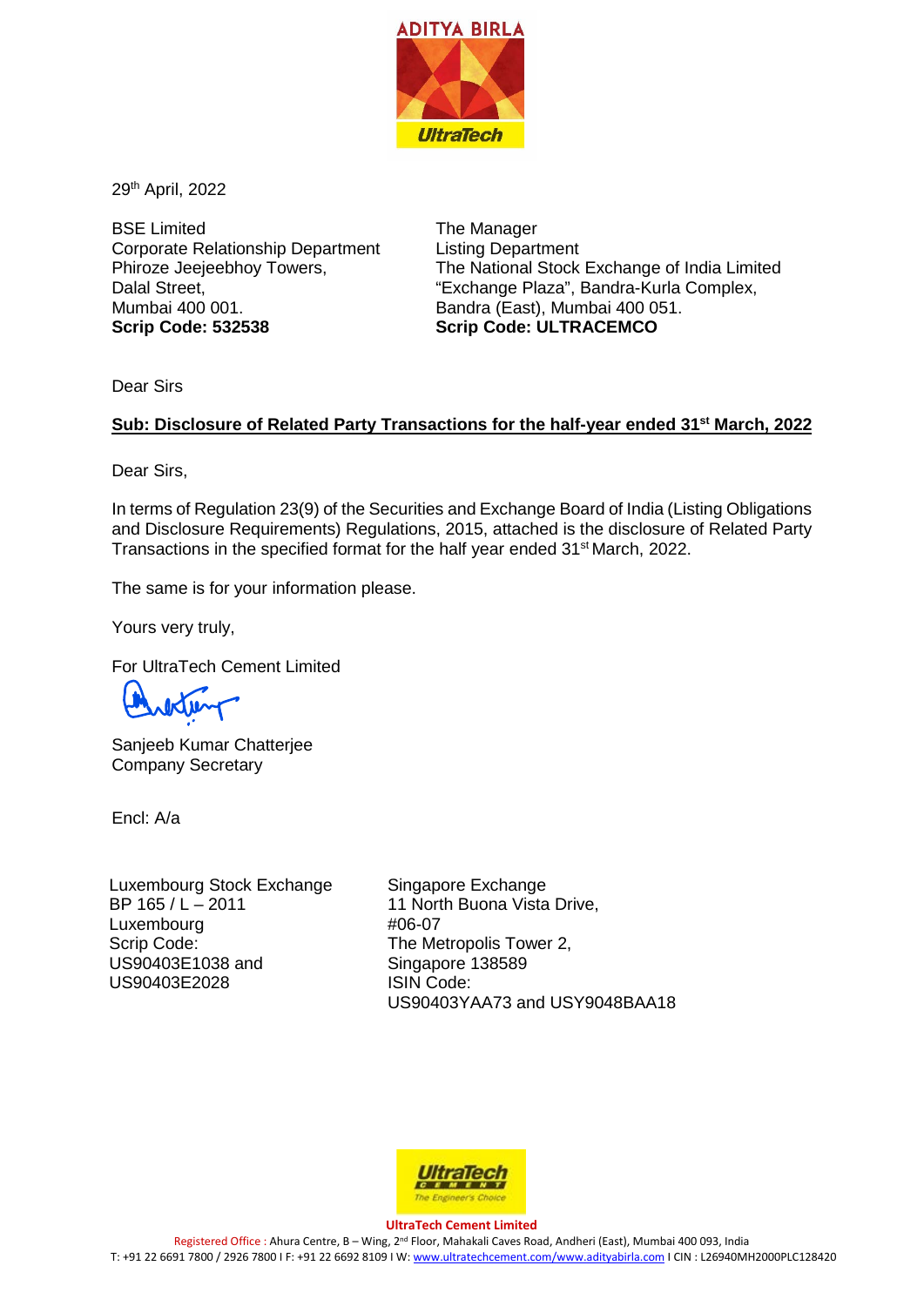29th April, 2022

BSE Limited
Corporate Relationship Department
Phiroze Jeejeebhoy Towers,
Dalal Street,
Mumbai 400 001.
**Scrip Code: 532538**

The Manager
Listing Department
The National Stock Exchange of India Limited
"Exchange Plaza", Bandra-Kurla Complex,
Bandra (East), Mumbai 400 051.
**Scrip Code: ULTRACEMCO**

Dear Sirs

**Sub: Disclosure of Related Party Transactions for the half-year ended 31st March, 2022**

Dear Sirs,

In terms of Regulation 23(9) of the Securities and Exchange Board of India (Listing Obligations and Disclosure Requirements) Regulations, 2015, attached is the disclosure of Related Party Transactions in the specified format for the half year ended 31st March, 2022.

The same is for your information please.

Yours very truly,

For UltraTech Cement Limited

Sanjeeb Kumar Chatterjee
Company Secretary

Encl: A/a

Luxembourg Stock Exchange
BP 165 / L – 2011
Luxembourg
Scrip Code:
US90403E1038 and
US90403E2028

Singapore Exchange
11 North Buona Vista Drive,
#06-07
The Metropolis Tower 2,
Singapore 138589
ISIN Code:
US90403YAA73 and USY9048BAA18

**UltraTech Cement Limited**
Registered Office : Ahura Centre, B – Wing, 2nd Floor, Mahakali Caves Road, Andheri (East), Mumbai 400 093, India
T: +91 22 6691 7800 / 2926 7800 I F: +91 22 6692 8109 I W: www.ultratechcement.com/www.adityabirla.com I CIN : L26940MH2000PLC128420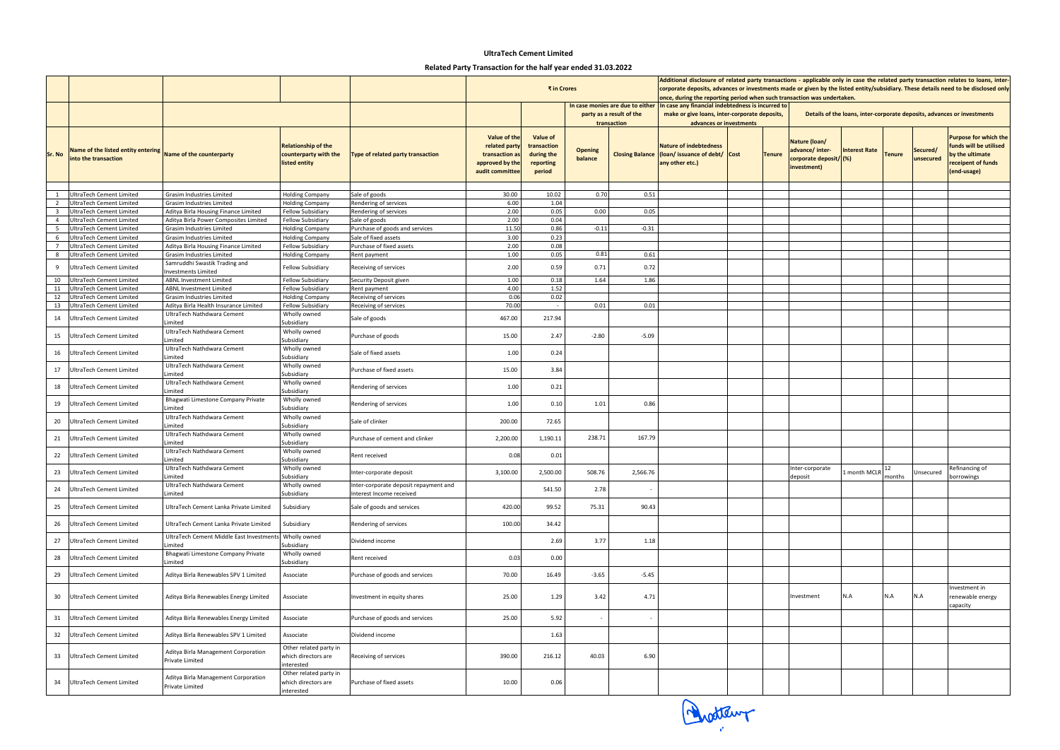# UltraTech Cement Limited

## Related Party Transaction for the half year ended 31.03.2022

| | | | | | ₹ in Crores | | | | Additional disclosure of related party transactions - applicable only in case the related party transaction relates to loans, inter-corporate deposits, advances or investments made or given by the listed entity/subsidiary. These details need to be disclosed only once, during the reporting period when such transaction was undertaken. | | | | | | | |
|---|---|---|---|---|---|---|---|---|---|---|---|---|---|---|---|---|
| | | | | | | | In case monies are due to either party as a result of the transaction | | In case any financial indebtedness is incurred to make or give loans, inter-corporate deposits, advances or investments | | | Details of the loans, inter-corporate deposits, advances or investments | | | | |
| Sr. No | Name of the listed entity entering into the transaction | Name of the counterparty | Relationship of the counterparty with the listed entity | Type of related party transaction | Value of the related party transaction as approved by the audit committee | Value of transaction during the reporting period | Opening balance | Closing Balance | Nature of indebtedness (loan/ issuance of debt/ any other etc.) | Cost | Tenure | Nature (loan/ advance/ inter-corporate deposit/ investment) | Interest Rate (%) | Tenure | Secured/ unsecured | Purpose for which the funds will be utilised by the ultimate receipent of funds (end-usage) |
| 1 | UltraTech Cement Limited | Grasim Industries Limited | Holding Company | Sale of goods | 30.00 | 10.02 | 0.70 | 0.51 | | | | | | | | |
| 2 | UltraTech Cement Limited | Grasim Industries Limited | Holding Company | Rendering of services | 6.00 | 1.04 | | | | | | | | | | |
| 3 | UltraTech Cement Limited | Aditya Birla Housing Finance Limited | Fellow Subsidiary | Rendering of services | 2.00 | 0.05 | 0.00 | 0.05 | | | | | | | | |
| 4 | UltraTech Cement Limited | Aditya Birla Power Composites Limited | Fellow Subsidiary | Sale of goods | 2.00 | 0.04 | | | | | | | | | | |
| 5 | UltraTech Cement Limited | Grasim Industries Limited | Holding Company | Purchase of goods and services | 11.50 | 0.86 | -0.11 | -0.31 | | | | | | | | |
| 6 | UltraTech Cement Limited | Grasim Industries Limited | Holding Company | Sale of fixed assets | 3.00 | 0.23 | | | | | | | | | | |
| 7 | UltraTech Cement Limited | Aditya Birla Housing Finance Limited | Fellow Subsidiary | Purchase of fixed assets | 2.00 | 0.08 | | | | | | | | | | |
| 8 | UltraTech Cement Limited | Grasim Industries Limited | Holding Company | Rent payment | 1.00 | 0.05 | 0.81 | 0.61 | | | | | | | | |
| 9 | UltraTech Cement Limited | Samruddhi Swastik Trading and Investments Limited | Fellow Subsidiary | Receiving of services | 2.00 | 0.59 | 0.71 | 0.72 | | | | | | | | |
| 10 | UltraTech Cement Limited | ABNL Investment Limited | Fellow Subsidiary | Security Deposit given | 1.00 | 0.18 | 1.64 | 1.86 | | | | | | | | |
| 11 | UltraTech Cement Limited | ABNL Investment Limited | Fellow Subsidiary | Rent payment | 4.00 | 1.52 | | | | | | | | | | |
| 12 | UltraTech Cement Limited | Grasim Industries Limited | Holding Company | Receiving of services | 0.06 | 0.02 | | | | | | | | | | |
| 13 | UltraTech Cement Limited | Aditya Birla Health Insurance Limited | Fellow Subsidiary | Receiving of services | 70.00 | - | 0.01 | 0.01 | | | | | | | | |
| 14 | UltraTech Cement Limited | UltraTech Nathdwara Cement Limited | Wholly owned Subsidiary | Sale of goods | 467.00 | 217.94 | | | | | | | | | | |
| 15 | UltraTech Cement Limited | UltraTech Nathdwara Cement Limited | Wholly owned Subsidiary | Purchase of goods | 15.00 | 2.47 | -2.80 | -5.09 | | | | | | | | |
| 16 | UltraTech Cement Limited | UltraTech Nathdwara Cement Limited | Wholly owned Subsidiary | Sale of fixed assets | 1.00 | 0.24 | | | | | | | | | | |
| 17 | UltraTech Cement Limited | UltraTech Nathdwara Cement Limited | Wholly owned Subsidiary | Purchase of fixed assets | 15.00 | 3.84 | | | | | | | | | | |
| 18 | UltraTech Cement Limited | UltraTech Nathdwara Cement Limited | Wholly owned Subsidiary | Rendering of services | 1.00 | 0.21 | | | | | | | | | | |
| 19 | UltraTech Cement Limited | Bhagwati Limestone Company Private Limited | Wholly owned Subsidiary | Rendering of services | 1.00 | 0.10 | 1.01 | 0.86 | | | | | | | | |
| 20 | UltraTech Cement Limited | UltraTech Nathdwara Cement Limited | Wholly owned Subsidiary | Sale of clinker | 200.00 | 72.65 | | | | | | | | | | |
| 21 | UltraTech Cement Limited | UltraTech Nathdwara Cement Limited | Wholly owned Subsidiary | Purchase of cement and clinker | 2,200.00 | 1,190.11 | 238.71 | 167.79 | | | | | | | | |
| 22 | UltraTech Cement Limited | UltraTech Nathdwara Cement Limited | Wholly owned Subsidiary | Rent received | 0.08 | 0.01 | | | | | | | | | | |
| 23 | UltraTech Cement Limited | UltraTech Nathdwara Cement Limited | Wholly owned Subsidiary | Inter-corporate deposit | 3,100.00 | 2,500.00 | 508.76 | 2,566.76 | | | | Inter-corporate deposit | 1 month MCLR | 12 months | Unsecured | Refinancing of borrowings |
| 24 | UltraTech Cement Limited | UltraTech Nathdwara Cement Limited | Wholly owned Subsidiary | Inter-corporate deposit repayment and Interest Income received | | 541.50 | 2.78 | - | | | | | | | | |
| 25 | UltraTech Cement Limited | UltraTech Cement Lanka Private Limited | Subsidiary | Sale of goods and services | 420.00 | 99.52 | 75.31 | 90.43 | | | | | | | | |
| 26 | UltraTech Cement Limited | UltraTech Cement Lanka Private Limited | Subsidiary | Rendering of services | 100.00 | 34.42 | | | | | | | | | | |
| 27 | UltraTech Cement Limited | UltraTech Cement Middle East Investments Limited | Wholly owned Subsidiary | Dividend income | | 2.69 | 3.77 | 1.18 | | | | | | | | |
| 28 | UltraTech Cement Limited | Bhagwati Limestone Company Private Limited | Wholly owned Subsidiary | Rent received | 0.03 | 0.00 | | | | | | | | | | |
| 29 | UltraTech Cement Limited | Aditya Birla Renewables SPV 1 Limited | Associate | Purchase of goods and services | 70.00 | 16.49 | -3.65 | -5.45 | | | | | | | | |
| 30 | UltraTech Cement Limited | Aditya Birla Renewables Energy Limited | Associate | Investment in equity shares | 25.00 | 1.29 | 3.42 | 4.71 | | | | Investment | N.A | N.A | N.A | Investment in renewable energy capacity |
| 31 | UltraTech Cement Limited | Aditya Birla Renewables Energy Limited | Associate | Purchase of goods and services | 25.00 | 5.92 | - | - | | | | | | | | |
| 32 | UltraTech Cement Limited | Aditya Birla Renewables SPV 1 Limited | Associate | Dividend income | | 1.63 | | | | | | | | | | |
| 33 | UltraTech Cement Limited | Aditya Birla Management Corporation Private Limited | Other related party in which directors are interested | Receiving of services | 390.00 | 216.12 | 40.03 | 6.90 | | | | | | | | |
| 34 | UltraTech Cement Limited | Aditya Birla Management Corporation Private Limited | Other related party in which directors are interested | Purchase of fixed assets | 10.00 | 0.06 | | | | | | | | | | |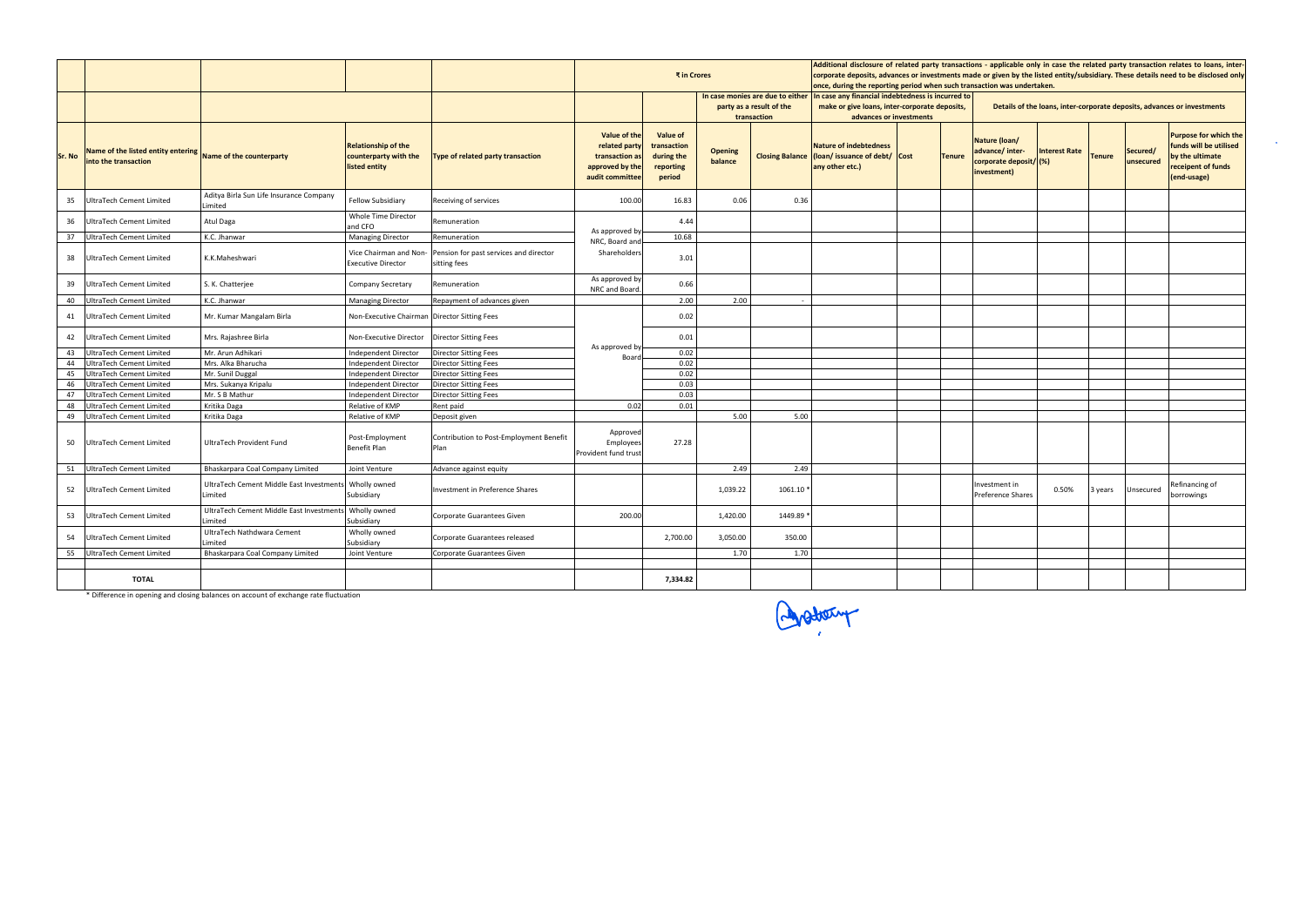| | | | | | ₹ in Crores | | | | Additional disclosure of related party transactions - applicable only in case the related party transaction relates to loans, inter-corporate deposits, advances or investments made or given by the listed entity/subsidiary. These details need to be disclosed only once, during the reporting period when such transaction was undertaken. | | | | | | | |
|---|---|---|---|---|---|---|---|---|---|---|---|---|---|---|---|---|
| | | | | | | | In case monies are due to either party as a result of the transaction | | In case any financial indebtedness is incurred to make or give loans, inter-corporate deposits, advances or investments | | | Details of the loans, inter-corporate deposits, advances or investments | | | | |
| Sr. No | Name of the listed entity entering into the transaction | Name of the counterparty | Relationship of the counterparty with the listed entity | Type of related party transaction | Value of the related party transaction as approved by the audit committee | Value of transaction during the reporting period | Opening balance | Closing Balance | Nature of indebtedness (loan/ issuance of debt/ any other etc.) | Cost | Tenure | Nature (loan/ advance/ inter-corporate deposit/ investment) | Interest Rate (%) | Tenure | Secured/ unsecured | Purpose for which the funds will be utilised by the ultimate receipent of funds (end-usage) |
| 35 | UltraTech Cement Limited | Aditya Birla Sun Life Insurance Company Limited | Fellow Subsidiary | Receiving of services | 100.00 | 16.83 | 0.06 | 0.36 | | | | | | | | |
| 36 | UltraTech Cement Limited | Atul Daga | Whole Time Director and CFO | Remuneration | As approved by NRC, Board and Shareholders | 4.44 | | | | | | | | | | |
| 37 | UltraTech Cement Limited | K.C. Jhanwar | Managing Director | Remuneration | | 10.68 | | | | | | | | | | |
| 38 | UltraTech Cement Limited | K.K.Maheshwari | Vice Chairman and Non-Executive Director | Pension for past services and director sitting fees | | 3.01 | | | | | | | | | | |
| 39 | UltraTech Cement Limited | S. K. Chatterjee | Company Secretary | Remuneration | As approved by NRC and Board. | 0.66 | | | | | | | | | | |
| 40 | UltraTech Cement Limited | K.C. Jhanwar | Managing Director | Repayment of advances given | | 2.00 | 2.00 | - | | | | | | | | |
| 41 | UltraTech Cement Limited | Mr. Kumar Mangalam Birla | Non-Executive Chairman | Director Sitting Fees | As approved by Board | 0.02 | | | | | | | | | | |
| 42 | UltraTech Cement Limited | Mrs. Rajashree Birla | Non-Executive Director | Director Sitting Fees | | 0.01 | | | | | | | | | | |
| 43 | UltraTech Cement Limited | Mr. Arun Adhikari | Independent Director | Director Sitting Fees | | 0.02 | | | | | | | | | | |
| 44 | UltraTech Cement Limited | Mrs. Alka Bharucha | Independent Director | Director Sitting Fees | | 0.02 | | | | | | | | | | |
| 45 | UltraTech Cement Limited | Mr. Sunil Duggal | Independent Director | Director Sitting Fees | | 0.02 | | | | | | | | | | |
| 46 | UltraTech Cement Limited | Mrs. Sukanya Kripalu | Independent Director | Director Sitting Fees | | 0.03 | | | | | | | | | | |
| 47 | UltraTech Cement Limited | Mr. S B Mathur | Independent Director | Director Sitting Fees | | 0.03 | | | | | | | | | | |
| 48 | UltraTech Cement Limited | Kritika Daga | Relative of KMP | Rent paid | 0.02 | 0.01 | | | | | | | | | | |
| 49 | UltraTech Cement Limited | Kritika Daga | Relative of KMP | Deposit given | | | 5.00 | 5.00 | | | | | | | | |
| 50 | UltraTech Cement Limited | UltraTech Provident Fund | Post-Employment Benefit Plan | Contribution to Post-Employment Benefit Plan | Approved Employees Provident fund trust | 27.28 | | | | | | | | | | |
| 51 | UltraTech Cement Limited | Bhaskarpara Coal Company Limited | Joint Venture | Advance against equity | | | 2.49 | 2.49 | | | | | | | | |
| 52 | UltraTech Cement Limited | UltraTech Cement Middle East Investments Limited | Wholly owned Subsidiary | Investment in Preference Shares | | | 1,039.22 | 1061.10 * | | | | Investment in Preference Shares | 0.50% | 3 years | Unsecured | Refinancing of borrowings |
| 53 | UltraTech Cement Limited | UltraTech Cement Middle East Investments Limited | Wholly owned Subsidiary | Corporate Guarantees Given | 200.00 | | 1,420.00 | 1449.89 * | | | | | | | | |
| 54 | UltraTech Cement Limited | UltraTech Nathdwara Cement Limited | Wholly owned Subsidiary | Corporate Guarantees released | | 2,700.00 | 3,050.00 | 350.00 | | | | | | | | |
| 55 | UltraTech Cement Limited | Bhaskarpara Coal Company Limited | Joint Venture | Corporate Guarantees Given | | | 1.70 | 1.70 | | | | | | | | |
| | **TOTAL** | | | | | 7,334.82 | | | | | | | | | | |

\* Difference in opening and closing balances on account of exchange rate fluctuation